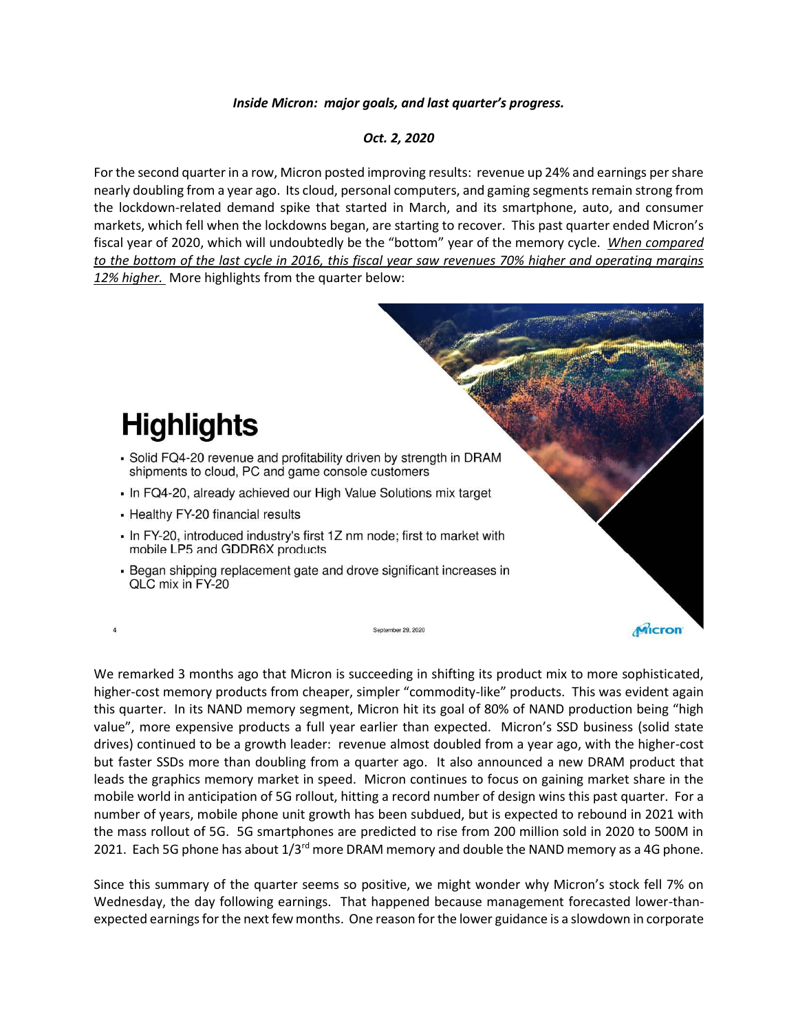***Inside Micron: major goals, and last quarter's progress.***

***Oct. 2, 2020***

For the second quarter in a row, Micron posted improving results: revenue up 24% and earnings per share nearly doubling from a year ago. Its cloud, personal computers, and gaming segments remain strong from the lockdown-related demand spike that started in March, and its smartphone, auto, and consumer markets, which fell when the lockdowns began, are starting to recover. This past quarter ended Micron's fiscal year of 2020, which will undoubtedly be the "bottom" year of the memory cycle. *When compared to the bottom of the last cycle in 2016, this fiscal year saw revenues 70% higher and operating margins 12% higher.* More highlights from the quarter below:

## Highlights

- Solid FQ4-20 revenue and profitability driven by strength in DRAM shipments to cloud, PC and game console customers
- In FQ4-20, already achieved our High Value Solutions mix target
- Healthy FY-20 financial results
- In FY-20, introduced industry's first 1Z nm node; first to market with mobile LP5 and GDDR6X products
- Began shipping replacement gate and drove significant increases in QLC mix in FY-20

4 September 29, 2020 Micron

We remarked 3 months ago that Micron is succeeding in shifting its product mix to more sophisticated, higher-cost memory products from cheaper, simpler "commodity-like" products. This was evident again this quarter. In its NAND memory segment, Micron hit its goal of 80% of NAND production being "high value", more expensive products a full year earlier than expected. Micron's SSD business (solid state drives) continued to be a growth leader: revenue almost doubled from a year ago, with the higher-cost but faster SSDs more than doubling from a quarter ago. It also announced a new DRAM product that leads the graphics memory market in speed. Micron continues to focus on gaining market share in the mobile world in anticipation of 5G rollout, hitting a record number of design wins this past quarter. For a number of years, mobile phone unit growth has been subdued, but is expected to rebound in 2021 with the mass rollout of 5G. 5G smartphones are predicted to rise from 200 million sold in 2020 to 500M in 2021. Each 5G phone has about 1/3rd more DRAM memory and double the NAND memory as a 4G phone.

Since this summary of the quarter seems so positive, we might wonder why Micron's stock fell 7% on Wednesday, the day following earnings. That happened because management forecasted lower-than-expected earnings for the next few months. One reason for the lower guidance is a slowdown in corporate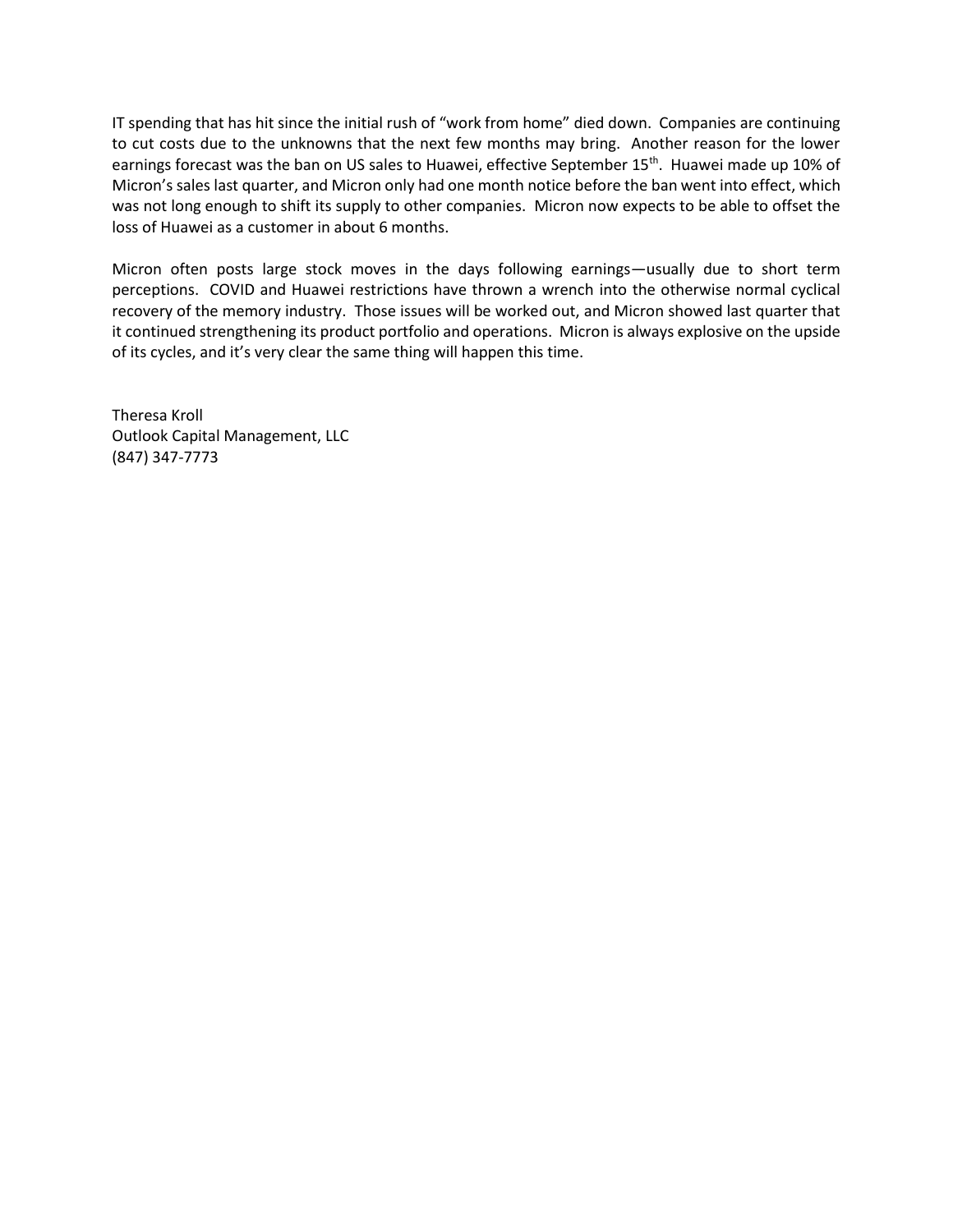IT spending that has hit since the initial rush of "work from home" died down. Companies are continuing to cut costs due to the unknowns that the next few months may bring. Another reason for the lower earnings forecast was the ban on US sales to Huawei, effective September 15th. Huawei made up 10% of Micron's sales last quarter, and Micron only had one month notice before the ban went into effect, which was not long enough to shift its supply to other companies. Micron now expects to be able to offset the loss of Huawei as a customer in about 6 months.

Micron often posts large stock moves in the days following earnings—usually due to short term perceptions. COVID and Huawei restrictions have thrown a wrench into the otherwise normal cyclical recovery of the memory industry. Those issues will be worked out, and Micron showed last quarter that it continued strengthening its product portfolio and operations. Micron is always explosive on the upside of its cycles, and it's very clear the same thing will happen this time.

Theresa Kroll  
Outlook Capital Management, LLC  
(847) 347-7773